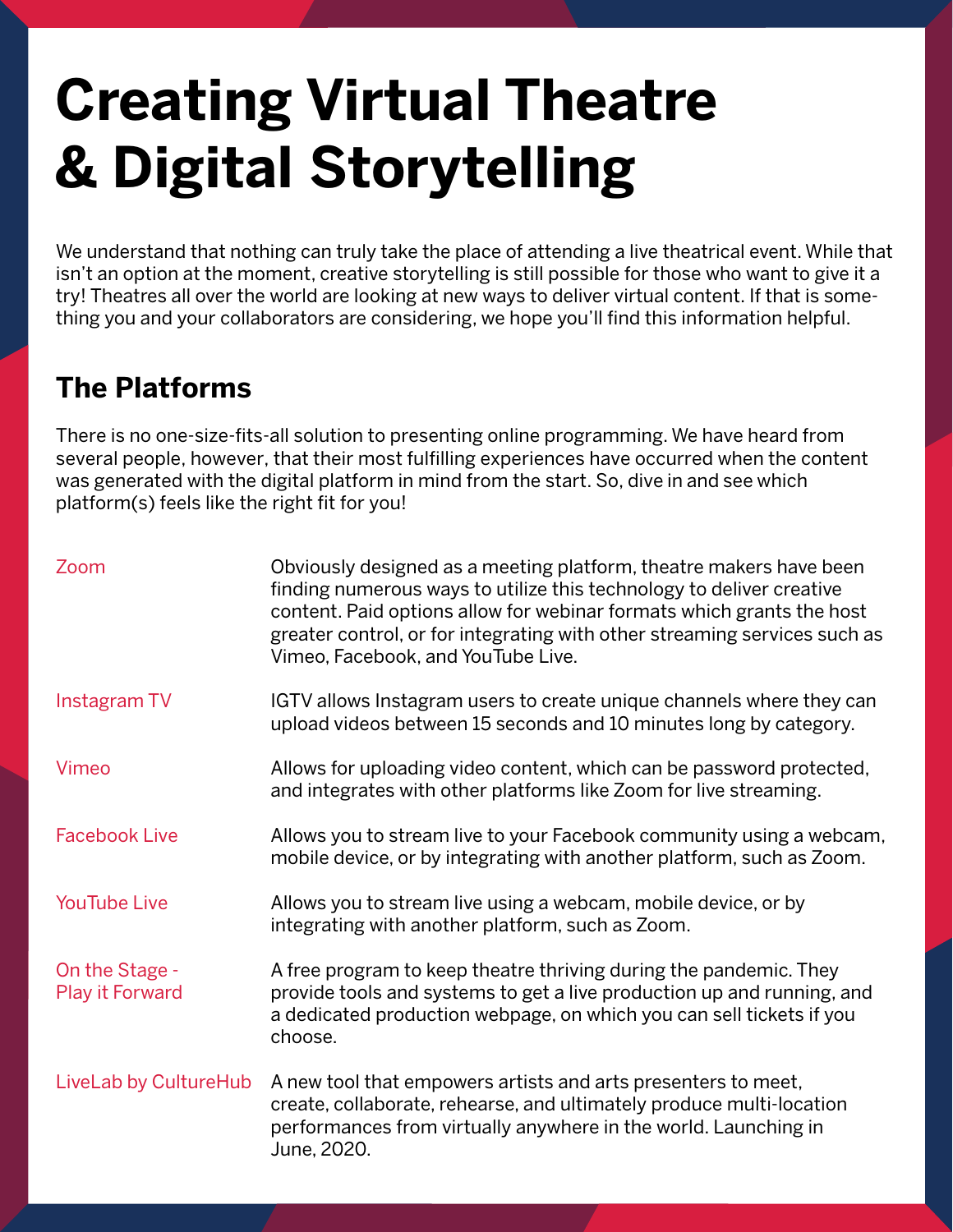# Creating Virtual Theatre & Digital Storytelling

We understand that nothing can truly take the place of attending a live theatrical event. While that isn't an option at the moment, creative storytelling is still possible for those who want to give it a try! Theatres all over the world are looking at new ways to deliver virtual content. If that is something you and your collaborators are considering, we hope you'll find this information helpful.

## The Platforms

There is no one-size-fits-all solution to presenting online programming. We have heard from several people, however, that their most fulfilling experiences have occurred when the content was generated with the digital platform in mind from the start. So, dive in and see which platform(s) feels like the right fit for you!

| | |
|---|---|
| Zoom | Obviously designed as a meeting platform, theatre makers have been finding numerous ways to utilize this technology to deliver creative content. Paid options allow for webinar formats which grants the host greater control, or for integrating with other streaming services such as Vimeo, Facebook, and YouTube Live. |
| Instagram TV | IGTV allows Instagram users to create unique channels where they can upload videos between 15 seconds and 10 minutes long by category. |
| Vimeo | Allows for uploading video content, which can be password protected, and integrates with other platforms like Zoom for live streaming. |
| Facebook Live | Allows you to stream live to your Facebook community using a webcam, mobile device, or by integrating with another platform, such as Zoom. |
| YouTube Live | Allows you to stream live using a webcam, mobile device, or by integrating with another platform, such as Zoom. |
| On the Stage - Play it Forward | A free program to keep theatre thriving during the pandemic. They provide tools and systems to get a live production up and running, and a dedicated production webpage, on which you can sell tickets if you choose. |
| LiveLab by CultureHub | A new tool that empowers artists and arts presenters to meet, create, collaborate, rehearse, and ultimately produce multi-location performances from virtually anywhere in the world. Launching in June, 2020. |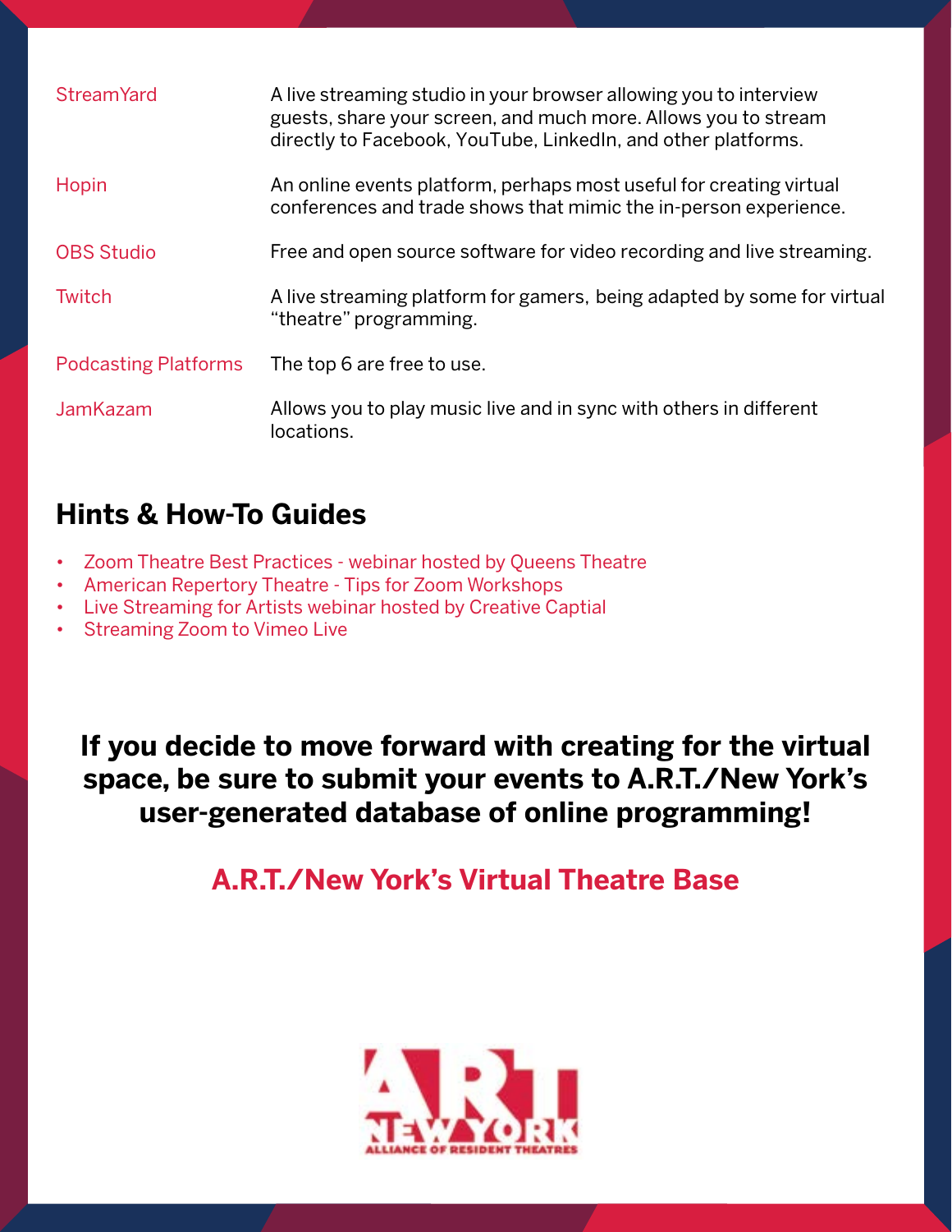| | |
|---|---|
| StreamYard | A live streaming studio in your browser allowing you to interview guests, share your screen, and much more. Allows you to stream directly to Facebook, YouTube, LinkedIn, and other platforms. |
| Hopin | An online events platform, perhaps most useful for creating virtual conferences and trade shows that mimic the in-person experience. |
| OBS Studio | Free and open source software for video recording and live streaming. |
| Twitch | A live streaming platform for gamers, being adapted by some for virtual "theatre" programming. |
| Podcasting Platforms | The top 6 are free to use. |
| JamKazam | Allows you to play music live and in sync with others in different locations. |

## Hints & How-To Guides

- Zoom Theatre Best Practices - webinar hosted by Queens Theatre
- American Repertory Theatre - Tips for Zoom Workshops
- Live Streaming for Artists webinar hosted by Creative Captial
- Streaming Zoom to Vimeo Live

**If you decide to move forward with creating for the virtual space, be sure to submit your events to A.R.T./New York's user-generated database of online programming!**

**A.R.T./New York's Virtual Theatre Base**

A.R.T. NEW YORK ALLIANCE OF RESIDENT THEATRES